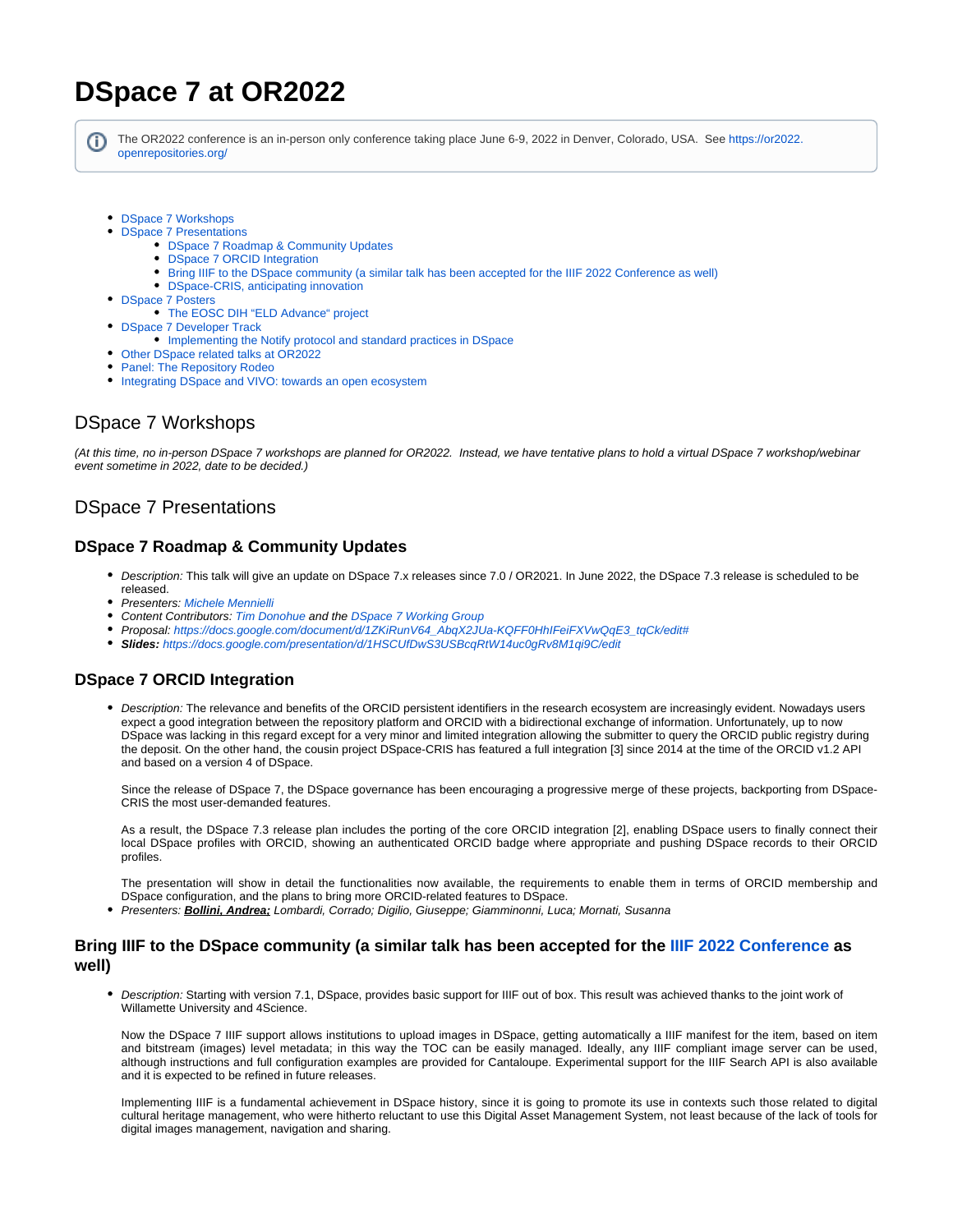# DSpace 7 at OR2022

The OR2022 conference is an in-person only conference taking place June 6-9, 2022 in Denver, Colorado, USA. See https://or2022.openrepositories.org/

- DSpace 7 Workshops
- DSpace 7 Presentations
  - DSpace 7 Roadmap & Community Updates
  - DSpace 7 ORCID Integration
  - Bring IIIF to the DSpace community (a similar talk has been accepted for the IIIF 2022 Conference as well)
  - DSpace-CRIS, anticipating innovation
- DSpace 7 Posters
  - The EOSC DIH "ELD Advance" project
- DSpace 7 Developer Track
  - Implementing the Notify protocol and standard practices in DSpace
- Other DSpace related talks at OR2022
- Panel: The Repository Rodeo
- Integrating DSpace and VIVO: towards an open ecosystem

## DSpace 7 Workshops

*(At this time, no in-person DSpace 7 workshops are planned for OR2022. Instead, we have tentative plans to hold a virtual DSpace 7 workshop/webinar event sometime in 2022, date to be decided.)*

## DSpace 7 Presentations

### DSpace 7 Roadmap & Community Updates

- *Description:* This talk will give an update on DSpace 7.x releases since 7.0 / OR2021. In June 2022, the DSpace 7.3 release is scheduled to be released.
- *Presenters:* Michele Mennielli
- *Content Contributors:* Tim Donohue and the DSpace 7 Working Group
- *Proposal:* https://docs.google.com/document/d/1ZKiRunV64_AbqX2JUa-KQFF0HhIFeiFXVwQqE3_tqCk/edit#
- ***Slides:*** https://docs.google.com/presentation/d/1HSCUfDwS3USBcqRtW14uc0gRv8M1qi9C/edit

### DSpace 7 ORCID Integration

- *Description:* The relevance and benefits of the ORCID persistent identifiers in the research ecosystem are increasingly evident. Nowadays users expect a good integration between the repository platform and ORCID with a bidirectional exchange of information. Unfortunately, up to now DSpace was lacking in this regard except for a very minor and limited integration allowing the submitter to query the ORCID public registry during the deposit. On the other hand, the cousin project DSpace-CRIS has featured a full integration [3] since 2014 at the time of the ORCID v1.2 API and based on a version 4 of DSpace.

  Since the release of DSpace 7, the DSpace governance has been encouraging a progressive merge of these projects, backporting from DSpace-CRIS the most user-demanded features.

  As a result, the DSpace 7.3 release plan includes the porting of the core ORCID integration [2], enabling DSpace users to finally connect their local DSpace profiles with ORCID, showing an authenticated ORCID badge where appropriate and pushing DSpace records to their ORCID profiles.

  The presentation will show in detail the functionalities now available, the requirements to enable them in terms of ORCID membership and DSpace configuration, and the plans to bring more ORCID-related features to DSpace.
- *Presenters:* ***Bollini, Andrea;*** *Lombardi, Corrado; Digilio, Giuseppe; Giamminonni, Luca; Mornati, Susanna*

### Bring IIIF to the DSpace community (a similar talk has been accepted for the IIIF 2022 Conference as well)

- *Description:* Starting with version 7.1, DSpace, provides basic support for IIIF out of box. This result was achieved thanks to the joint work of Willamette University and 4Science.

  Now the DSpace 7 IIIF support allows institutions to upload images in DSpace, getting automatically a IIIF manifest for the item, based on item and bitstream (images) level metadata; in this way the TOC can be easily managed. Ideally, any IIIF compliant image server can be used, although instructions and full configuration examples are provided for Cantaloupe. Experimental support for the IIIF Search API is also available and it is expected to be refined in future releases.

  Implementing IIIF is a fundamental achievement in DSpace history, since it is going to promote its use in contexts such those related to digital cultural heritage management, who were hitherto reluctant to use this Digital Asset Management System, not least because of the lack of tools for digital images management, navigation and sharing.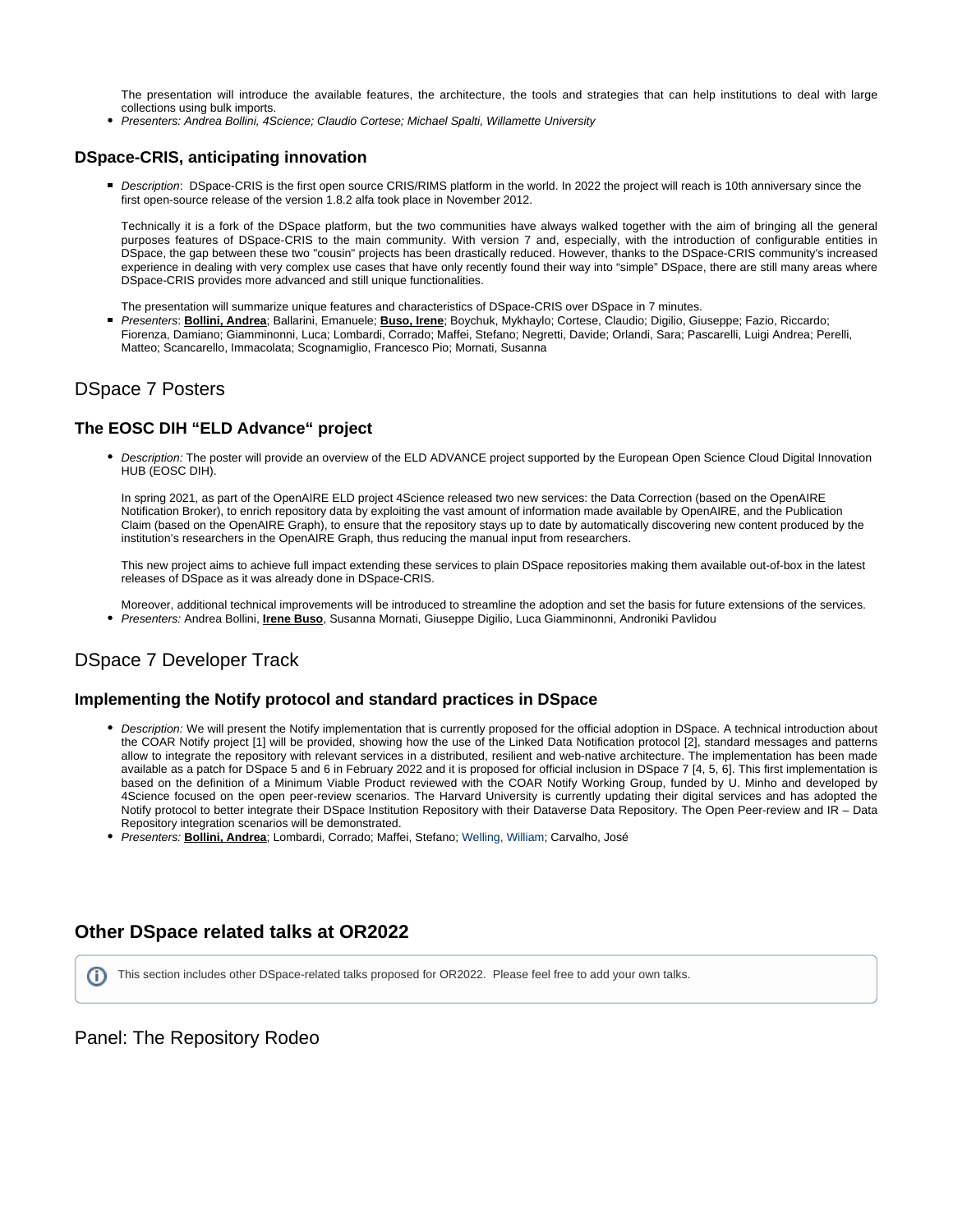The presentation will introduce the available features, the architecture, the tools and strategies that can help institutions to deal with large collections using bulk imports.

- *Presenters: Andrea Bollini, 4Science; Claudio Cortese; Michael Spalti, Willamette University*

### DSpace-CRIS, anticipating innovation

- *Description*: DSpace-CRIS is the first open source CRIS/RIMS platform in the world. In 2022 the project will reach is 10th anniversary since the first open-source release of the version 1.8.2 alfa took place in November 2012.

  Technically it is a fork of the DSpace platform, but the two communities have always walked together with the aim of bringing all the general purposes features of DSpace-CRIS to the main community. With version 7 and, especially, with the introduction of configurable entities in DSpace, the gap between these two "cousin" projects has been drastically reduced. However, thanks to the DSpace-CRIS community's increased experience in dealing with very complex use cases that have only recently found their way into "simple" DSpace, there are still many areas where DSpace-CRIS provides more advanced and still unique functionalities.

  The presentation will summarize unique features and characteristics of DSpace-CRIS over DSpace in 7 minutes.
- *Presenters*: **Bollini, Andrea**; Ballarini, Emanuele; **Buso, Irene**; Boychuk, Mykhaylo; Cortese, Claudio; Digilio, Giuseppe; Fazio, Riccardo; Fiorenza, Damiano; Giamminonni, Luca; Lombardi, Corrado; Maffei, Stefano; Negretti, Davide; Orlandi, Sara; Pascarelli, Luigi Andrea; Perelli, Matteo; Scancarello, Immacolata; Scognamiglio, Francesco Pio; Mornati, Susanna

## DSpace 7 Posters

### The EOSC DIH "ELD Advance" project

- *Description:* The poster will provide an overview of the ELD ADVANCE project supported by the European Open Science Cloud Digital Innovation HUB (EOSC DIH).

  In spring 2021, as part of the OpenAIRE ELD project 4Science released two new services: the Data Correction (based on the OpenAIRE Notification Broker), to enrich repository data by exploiting the vast amount of information made available by OpenAIRE, and the Publication Claim (based on the OpenAIRE Graph), to ensure that the repository stays up to date by automatically discovering new content produced by the institution's researchers in the OpenAIRE Graph, thus reducing the manual input from researchers.

  This new project aims to achieve full impact extending these services to plain DSpace repositories making them available out-of-box in the latest releases of DSpace as it was already done in DSpace-CRIS.

  Moreover, additional technical improvements will be introduced to streamline the adoption and set the basis for future extensions of the services.
- *Presenters:* Andrea Bollini, **Irene Buso**, Susanna Mornati, Giuseppe Digilio, Luca Giamminonni, Androniki Pavlidou

## DSpace 7 Developer Track

### Implementing the Notify protocol and standard practices in DSpace

- *Description:* We will present the Notify implementation that is currently proposed for the official adoption in DSpace. A technical introduction about the COAR Notify project [1] will be provided, showing how the use of the Linked Data Notification protocol [2], standard messages and patterns allow to integrate the repository with relevant services in a distributed, resilient and web-native architecture. The implementation has been made available as a patch for DSpace 5 and 6 in February 2022 and it is proposed for official inclusion in DSpace 7 [4, 5, 6]. This first implementation is based on the definition of a Minimum Viable Product reviewed with the COAR Notify Working Group, funded by U. Minho and developed by 4Science focused on the open peer-review scenarios. The Harvard University is currently updating their digital services and has adopted the Notify protocol to better integrate their DSpace Institution Repository with their Dataverse Data Repository. The Open Peer-review and IR – Data Repository integration scenarios will be demonstrated.
- *Presenters:* **Bollini, Andrea**; Lombardi, Corrado; Maffei, Stefano; Welling, William; Carvalho, José

### Other DSpace related talks at OR2022

> This section includes other DSpace-related talks proposed for OR2022. Please feel free to add your own talks.

## Panel: The Repository Rodeo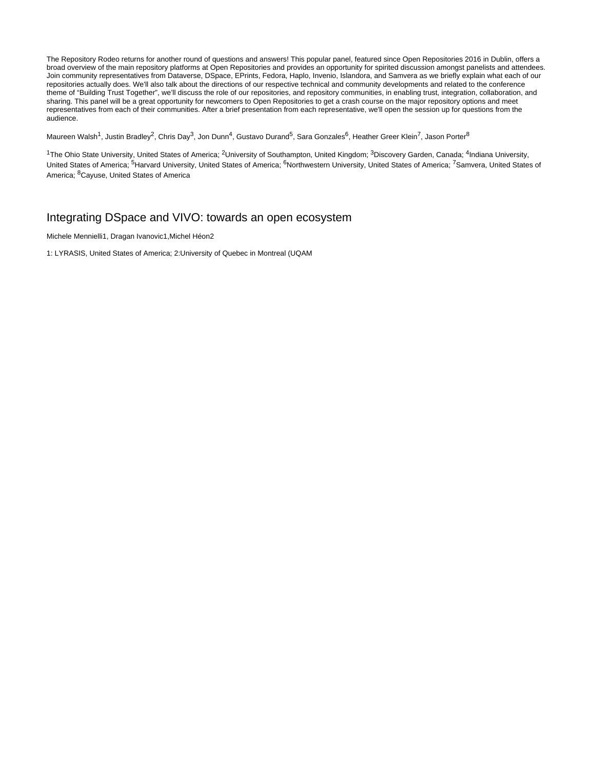The Repository Rodeo returns for another round of questions and answers! This popular panel, featured since Open Repositories 2016 in Dublin, offers a broad overview of the main repository platforms at Open Repositories and provides an opportunity for spirited discussion amongst panelists and attendees. Join community representatives from Dataverse, DSpace, EPrints, Fedora, Haplo, Invenio, Islandora, and Samvera as we briefly explain what each of our repositories actually does. We'll also talk about the directions of our respective technical and community developments and related to the conference theme of "Building Trust Together", we'll discuss the role of our repositories, and repository communities, in enabling trust, integration, collaboration, and sharing. This panel will be a great opportunity for newcomers to Open Repositories to get a crash course on the major repository options and meet representatives from each of their communities. After a brief presentation from each representative, we'll open the session up for questions from the audience.

Maureen Walsh[1], Justin Bradley[2], Chris Day[3], Jon Dunn[4], Gustavo Durand[5], Sara Gonzales[6], Heather Greer Klein[7], Jason Porter[8]

[1]The Ohio State University, United States of America; [2]University of Southampton, United Kingdom; [3]Discovery Garden, Canada; [4]Indiana University, United States of America; [5]Harvard University, United States of America; [6]Northwestern University, United States of America; [7]Samvera, United States of America; [8]Cayuse, United States of America

## Integrating DSpace and VIVO: towards an open ecosystem

Michele Mennielli1, Dragan Ivanovic1,Michel Héon2

1: LYRASIS, United States of America; 2:University of Quebec in Montreal (UQAM